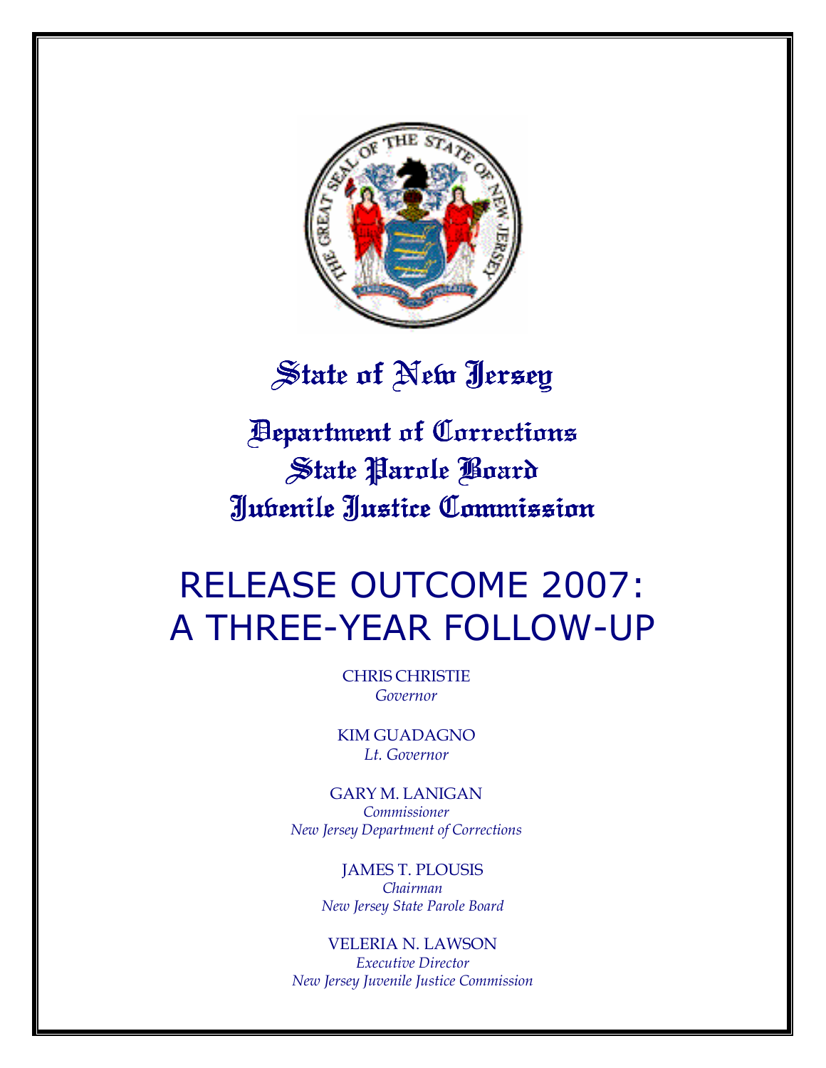# State of New Jersey

## Department of Corrections
## State Parole Board
## Juvenile Justice Commission

# RELEASE OUTCOME 2007: A THREE-YEAR FOLLOW-UP

CHRIS CHRISTIE
*Governor*

KIM GUADAGNO
*Lt. Governor*

GARY M. LANIGAN
*Commissioner*
*New Jersey Department of Corrections*

JAMES T. PLOUSIS
*Chairman*
*New Jersey State Parole Board*

VELERIA N. LAWSON
*Executive Director*
*New Jersey Juvenile Justice Commission*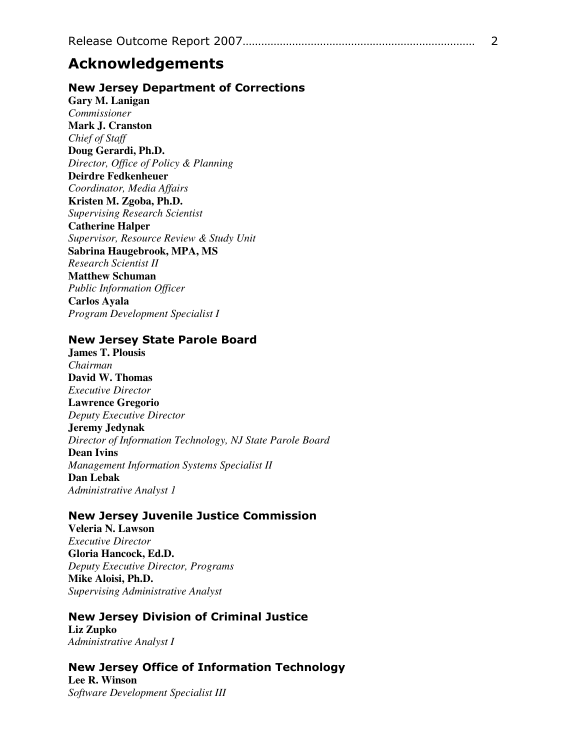# Acknowledgements

## New Jersey Department of Corrections

**Gary M. Lanigan**
*Commissioner*
**Mark J. Cranston**
*Chief of Staff*
**Doug Gerardi, Ph.D.**
*Director, Office of Policy & Planning*
**Deirdre Fedkenheuer**
*Coordinator, Media Affairs*
**Kristen M. Zgoba, Ph.D.**
*Supervising Research Scientist*
**Catherine Halper**
*Supervisor, Resource Review & Study Unit*
**Sabrina Haugebrook, MPA, MS**
*Research Scientist II*
**Matthew Schuman**
*Public Information Officer*
**Carlos Ayala**
*Program Development Specialist I*

## New Jersey State Parole Board

**James T. Plousis**
*Chairman*
**David W. Thomas**
*Executive Director*
**Lawrence Gregorio**
*Deputy Executive Director*
**Jeremy Jedynak**
*Director of Information Technology, NJ State Parole Board*
**Dean Ivins**
*Management Information Systems Specialist II*
**Dan Lebak**
*Administrative Analyst 1*

## New Jersey Juvenile Justice Commission

**Veleria N. Lawson**
*Executive Director*
**Gloria Hancock, Ed.D.**
*Deputy Executive Director, Programs*
**Mike Aloisi, Ph.D.**
*Supervising Administrative Analyst*

## New Jersey Division of Criminal Justice

**Liz Zupko**
*Administrative Analyst I*

## New Jersey Office of Information Technology

**Lee R. Winson**
*Software Development Specialist III*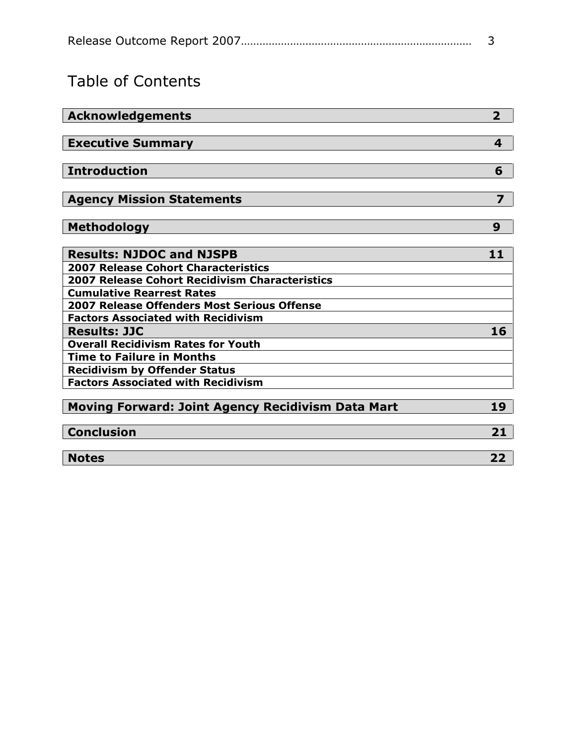# Table of Contents

| Section | Page |
|---|---|
| **Acknowledgements** | **2** |
| **Executive Summary** | **4** |
| **Introduction** | **6** |
| **Agency Mission Statements** | **7** |
| **Methodology** | **9** |
| **Results: NJDOC and NJSPB** | **11** |
| **2007 Release Cohort Characteristics** | |
| **2007 Release Cohort Recidivism Characteristics** | |
| **Cumulative Rearrest Rates** | |
| **2007 Release Offenders Most Serious Offense** | |
| **Factors Associated with Recidivism** | |
| **Results: JJC** | **16** |
| **Overall Recidivism Rates for Youth** | |
| **Time to Failure in Months** | |
| **Recidivism by Offender Status** | |
| **Factors Associated with Recidivism** | |
| **Moving Forward: Joint Agency Recidivism Data Mart** | **19** |
| **Conclusion** | **21** |
| **Notes** | **22** |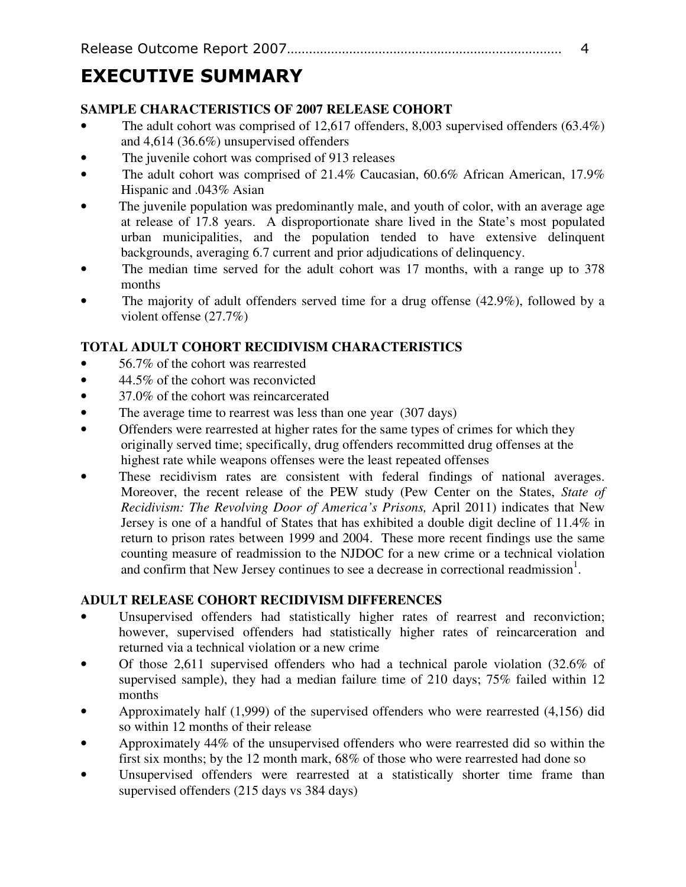# EXECUTIVE SUMMARY

### SAMPLE CHARACTERISTICS OF 2007 RELEASE COHORT

- The adult cohort was comprised of 12,617 offenders, 8,003 supervised offenders (63.4%) and 4,614 (36.6%) unsupervised offenders
- The juvenile cohort was comprised of 913 releases
- The adult cohort was comprised of 21.4% Caucasian, 60.6% African American, 17.9% Hispanic and .043% Asian
- The juvenile population was predominantly male, and youth of color, with an average age at release of 17.8 years. A disproportionate share lived in the State's most populated urban municipalities, and the population tended to have extensive delinquent backgrounds, averaging 6.7 current and prior adjudications of delinquency.
- The median time served for the adult cohort was 17 months, with a range up to 378 months
- The majority of adult offenders served time for a drug offense (42.9%), followed by a violent offense (27.7%)

### TOTAL ADULT COHORT RECIDIVISM CHARACTERISTICS

- 56.7% of the cohort was rearrested
- 44.5% of the cohort was reconvicted
- 37.0% of the cohort was reincarcerated
- The average time to rearrest was less than one year (307 days)
- Offenders were rearrested at higher rates for the same types of crimes for which they originally served time; specifically, drug offenders recommitted drug offenses at the highest rate while weapons offenses were the least repeated offenses
- These recidivism rates are consistent with federal findings of national averages. Moreover, the recent release of the PEW study (Pew Center on the States, *State of Recidivism: The Revolving Door of America's Prisons,* April 2011) indicates that New Jersey is one of a handful of States that has exhibited a double digit decline of 11.4% in return to prison rates between 1999 and 2004. These more recent findings use the same counting measure of readmission to the NJDOC for a new crime or a technical violation and confirm that New Jersey continues to see a decrease in correctional readmission[1].

### ADULT RELEASE COHORT RECIDIVISM DIFFERENCES

- Unsupervised offenders had statistically higher rates of rearrest and reconviction; however, supervised offenders had statistically higher rates of reincarceration and returned via a technical violation or a new crime
- Of those 2,611 supervised offenders who had a technical parole violation (32.6% of supervised sample), they had a median failure time of 210 days; 75% failed within 12 months
- Approximately half (1,999) of the supervised offenders who were rearrested (4,156) did so within 12 months of their release
- Approximately 44% of the unsupervised offenders who were rearrested did so within the first six months; by the 12 month mark, 68% of those who were rearrested had done so
- Unsupervised offenders were rearrested at a statistically shorter time frame than supervised offenders (215 days vs 384 days)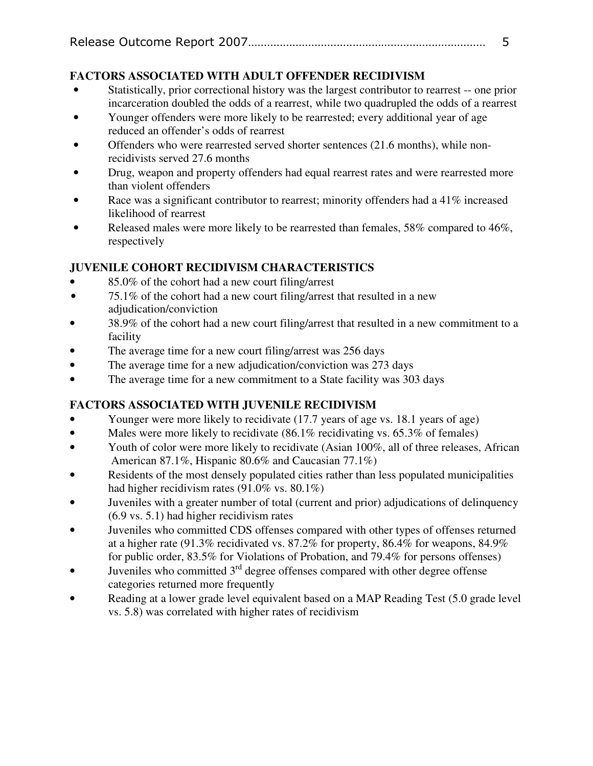## FACTORS ASSOCIATED WITH ADULT OFFENDER RECIDIVISM

- Statistically, prior correctional history was the largest contributor to rearrest -- one prior incarceration doubled the odds of a rearrest, while two quadrupled the odds of a rearrest
- Younger offenders were more likely to be rearrested; every additional year of age reduced an offender's odds of rearrest
- Offenders who were rearrested served shorter sentences (21.6 months), while non-recidivists served 27.6 months
- Drug, weapon and property offenders had equal rearrest rates and were rearrested more than violent offenders
- Race was a significant contributor to rearrest; minority offenders had a 41% increased likelihood of rearrest
- Released males were more likely to be rearrested than females, 58% compared to 46%, respectively

## JUVENILE COHORT RECIDIVISM CHARACTERISTICS

- 85.0% of the cohort had a new court filing/arrest
- 75.1% of the cohort had a new court filing/arrest that resulted in a new adjudication/conviction
- 38.9% of the cohort had a new court filing/arrest that resulted in a new commitment to a facility
- The average time for a new court filing/arrest was 256 days
- The average time for a new adjudication/conviction was 273 days
- The average time for a new commitment to a State facility was 303 days

## FACTORS ASSOCIATED WITH JUVENILE RECIDIVISM

- Younger were more likely to recidivate (17.7 years of age vs. 18.1 years of age)
- Males were more likely to recidivate (86.1% recidivating vs. 65.3% of females)
- Youth of color were more likely to recidivate (Asian 100%, all of three releases, African American 87.1%, Hispanic 80.6% and Caucasian 77.1%)
- Residents of the most densely populated cities rather than less populated municipalities had higher recidivism rates (91.0% vs. 80.1%)
- Juveniles with a greater number of total (current and prior) adjudications of delinquency (6.9 vs. 5.1) had higher recidivism rates
- Juveniles who committed CDS offenses compared with other types of offenses returned at a higher rate (91.3% recidivated vs. 87.2% for property, 86.4% for weapons, 84.9% for public order, 83.5% for Violations of Probation, and 79.4% for persons offenses)
- Juveniles who committed 3rd degree offenses compared with other degree offense categories returned more frequently
- Reading at a lower grade level equivalent based on a MAP Reading Test (5.0 grade level vs. 5.8) was correlated with higher rates of recidivism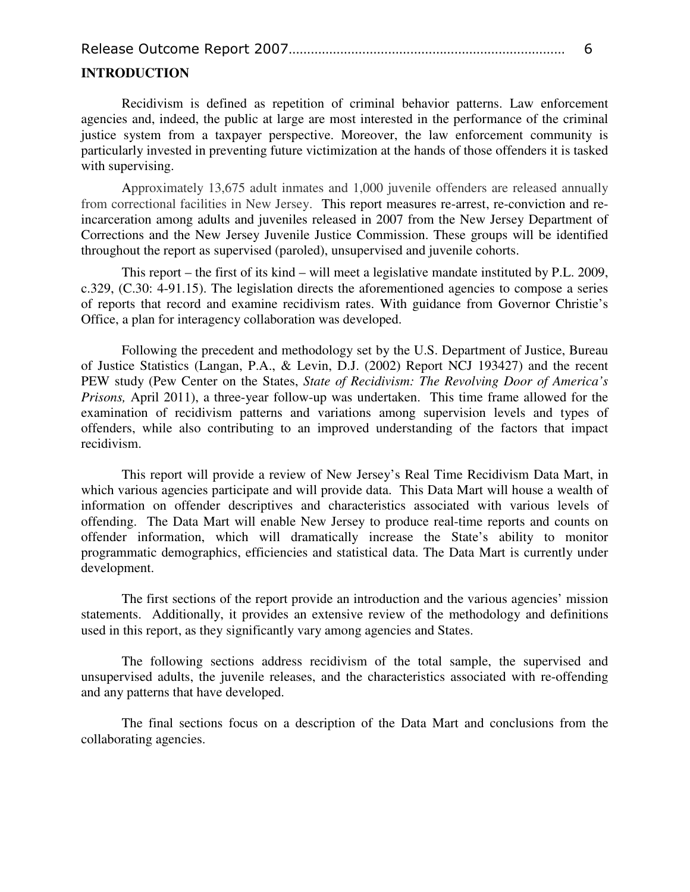**INTRODUCTION**

Recidivism is defined as repetition of criminal behavior patterns. Law enforcement agencies and, indeed, the public at large are most interested in the performance of the criminal justice system from a taxpayer perspective. Moreover, the law enforcement community is particularly invested in preventing future victimization at the hands of those offenders it is tasked with supervising.

Approximately 13,675 adult inmates and 1,000 juvenile offenders are released annually from correctional facilities in New Jersey. This report measures re-arrest, re-conviction and re-incarceration among adults and juveniles released in 2007 from the New Jersey Department of Corrections and the New Jersey Juvenile Justice Commission. These groups will be identified throughout the report as supervised (paroled), unsupervised and juvenile cohorts.

This report – the first of its kind – will meet a legislative mandate instituted by P.L. 2009, c.329, (C.30: 4-91.15). The legislation directs the aforementioned agencies to compose a series of reports that record and examine recidivism rates. With guidance from Governor Christie's Office, a plan for interagency collaboration was developed.

Following the precedent and methodology set by the U.S. Department of Justice, Bureau of Justice Statistics (Langan, P.A., & Levin, D.J. (2002) Report NCJ 193427) and the recent PEW study (Pew Center on the States, *State of Recidivism: The Revolving Door of America's Prisons,* April 2011), a three-year follow-up was undertaken. This time frame allowed for the examination of recidivism patterns and variations among supervision levels and types of offenders, while also contributing to an improved understanding of the factors that impact recidivism.

This report will provide a review of New Jersey's Real Time Recidivism Data Mart, in which various agencies participate and will provide data. This Data Mart will house a wealth of information on offender descriptives and characteristics associated with various levels of offending. The Data Mart will enable New Jersey to produce real-time reports and counts on offender information, which will dramatically increase the State's ability to monitor programmatic demographics, efficiencies and statistical data. The Data Mart is currently under development.

The first sections of the report provide an introduction and the various agencies' mission statements. Additionally, it provides an extensive review of the methodology and definitions used in this report, as they significantly vary among agencies and States.

The following sections address recidivism of the total sample, the supervised and unsupervised adults, the juvenile releases, and the characteristics associated with re-offending and any patterns that have developed.

The final sections focus on a description of the Data Mart and conclusions from the collaborating agencies.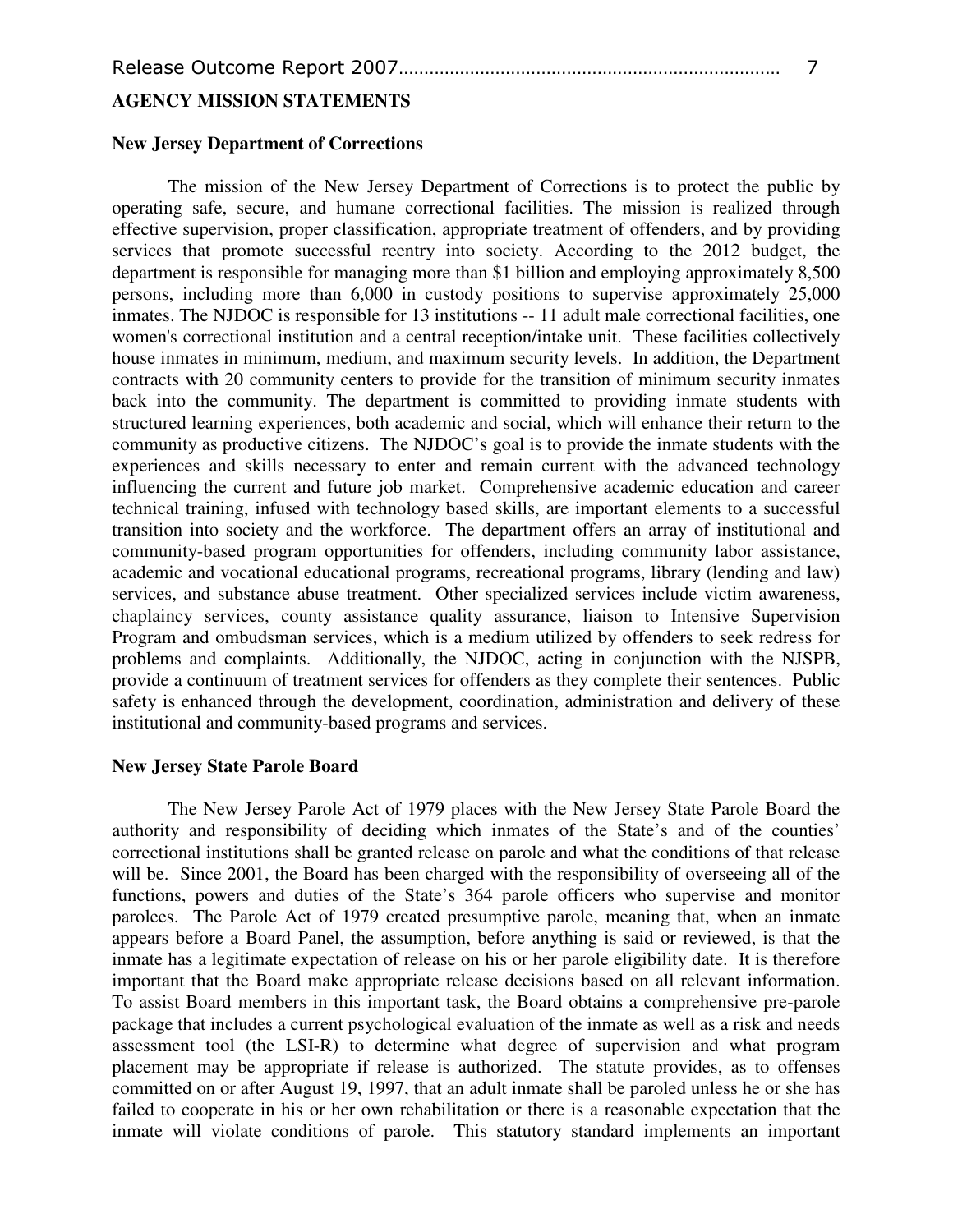## AGENCY MISSION STATEMENTS

### New Jersey Department of Corrections

The mission of the New Jersey Department of Corrections is to protect the public by operating safe, secure, and humane correctional facilities. The mission is realized through effective supervision, proper classification, appropriate treatment of offenders, and by providing services that promote successful reentry into society. According to the 2012 budget, the department is responsible for managing more than $1 billion and employing approximately 8,500 persons, including more than 6,000 in custody positions to supervise approximately 25,000 inmates. The NJDOC is responsible for 13 institutions -- 11 adult male correctional facilities, one women's correctional institution and a central reception/intake unit. These facilities collectively house inmates in minimum, medium, and maximum security levels. In addition, the Department contracts with 20 community centers to provide for the transition of minimum security inmates back into the community. The department is committed to providing inmate students with structured learning experiences, both academic and social, which will enhance their return to the community as productive citizens. The NJDOC's goal is to provide the inmate students with the experiences and skills necessary to enter and remain current with the advanced technology influencing the current and future job market. Comprehensive academic education and career technical training, infused with technology based skills, are important elements to a successful transition into society and the workforce. The department offers an array of institutional and community-based program opportunities for offenders, including community labor assistance, academic and vocational educational programs, recreational programs, library (lending and law) services, and substance abuse treatment. Other specialized services include victim awareness, chaplaincy services, county assistance quality assurance, liaison to Intensive Supervision Program and ombudsman services, which is a medium utilized by offenders to seek redress for problems and complaints. Additionally, the NJDOC, acting in conjunction with the NJSPB, provide a continuum of treatment services for offenders as they complete their sentences. Public safety is enhanced through the development, coordination, administration and delivery of these institutional and community-based programs and services.

### New Jersey State Parole Board

The New Jersey Parole Act of 1979 places with the New Jersey State Parole Board the authority and responsibility of deciding which inmates of the State's and of the counties' correctional institutions shall be granted release on parole and what the conditions of that release will be. Since 2001, the Board has been charged with the responsibility of overseeing all of the functions, powers and duties of the State's 364 parole officers who supervise and monitor parolees. The Parole Act of 1979 created presumptive parole, meaning that, when an inmate appears before a Board Panel, the assumption, before anything is said or reviewed, is that the inmate has a legitimate expectation of release on his or her parole eligibility date. It is therefore important that the Board make appropriate release decisions based on all relevant information. To assist Board members in this important task, the Board obtains a comprehensive pre-parole package that includes a current psychological evaluation of the inmate as well as a risk and needs assessment tool (the LSI-R) to determine what degree of supervision and what program placement may be appropriate if release is authorized. The statute provides, as to offenses committed on or after August 19, 1997, that an adult inmate shall be paroled unless he or she has failed to cooperate in his or her own rehabilitation or there is a reasonable expectation that the inmate will violate conditions of parole. This statutory standard implements an important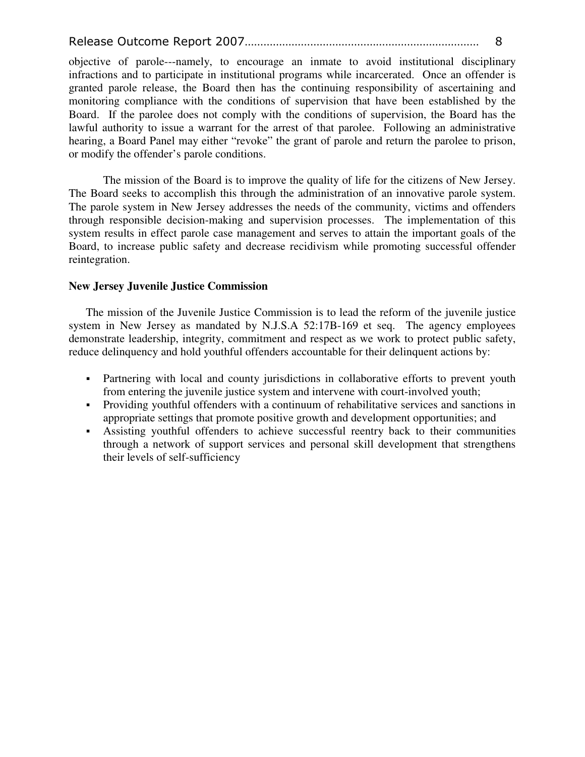objective of parole---namely, to encourage an inmate to avoid institutional disciplinary infractions and to participate in institutional programs while incarcerated. Once an offender is granted parole release, the Board then has the continuing responsibility of ascertaining and monitoring compliance with the conditions of supervision that have been established by the Board. If the parolee does not comply with the conditions of supervision, the Board has the lawful authority to issue a warrant for the arrest of that parolee. Following an administrative hearing, a Board Panel may either "revoke" the grant of parole and return the parolee to prison, or modify the offender's parole conditions.

The mission of the Board is to improve the quality of life for the citizens of New Jersey. The Board seeks to accomplish this through the administration of an innovative parole system. The parole system in New Jersey addresses the needs of the community, victims and offenders through responsible decision-making and supervision processes. The implementation of this system results in effect parole case management and serves to attain the important goals of the Board, to increase public safety and decrease recidivism while promoting successful offender reintegration.

**New Jersey Juvenile Justice Commission**

The mission of the Juvenile Justice Commission is to lead the reform of the juvenile justice system in New Jersey as mandated by N.J.S.A 52:17B-169 et seq. The agency employees demonstrate leadership, integrity, commitment and respect as we work to protect public safety, reduce delinquency and hold youthful offenders accountable for their delinquent actions by:

- Partnering with local and county jurisdictions in collaborative efforts to prevent youth from entering the juvenile justice system and intervene with court-involved youth;
- Providing youthful offenders with a continuum of rehabilitative services and sanctions in appropriate settings that promote positive growth and development opportunities; and
- Assisting youthful offenders to achieve successful reentry back to their communities through a network of support services and personal skill development that strengthens their levels of self-sufficiency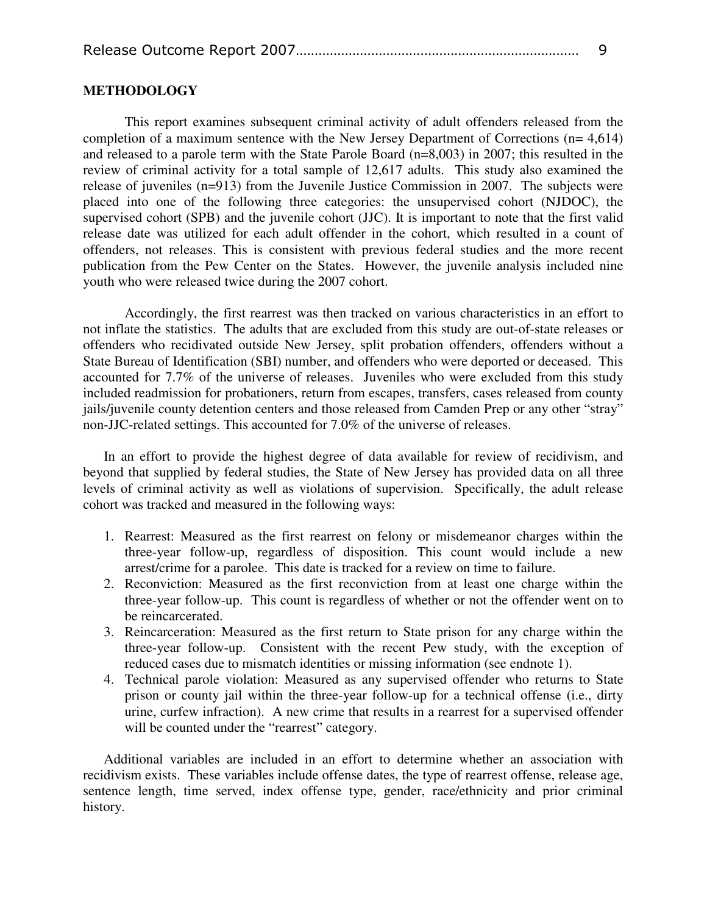## METHODOLOGY

This report examines subsequent criminal activity of adult offenders released from the completion of a maximum sentence with the New Jersey Department of Corrections (n= 4,614) and released to a parole term with the State Parole Board (n=8,003) in 2007; this resulted in the review of criminal activity for a total sample of 12,617 adults. This study also examined the release of juveniles (n=913) from the Juvenile Justice Commission in 2007. The subjects were placed into one of the following three categories: the unsupervised cohort (NJDOC), the supervised cohort (SPB) and the juvenile cohort (JJC). It is important to note that the first valid release date was utilized for each adult offender in the cohort, which resulted in a count of offenders, not releases. This is consistent with previous federal studies and the more recent publication from the Pew Center on the States. However, the juvenile analysis included nine youth who were released twice during the 2007 cohort.

Accordingly, the first rearrest was then tracked on various characteristics in an effort to not inflate the statistics. The adults that are excluded from this study are out-of-state releases or offenders who recidivated outside New Jersey, split probation offenders, offenders without a State Bureau of Identification (SBI) number, and offenders who were deported or deceased. This accounted for 7.7% of the universe of releases. Juveniles who were excluded from this study included readmission for probationers, return from escapes, transfers, cases released from county jails/juvenile county detention centers and those released from Camden Prep or any other "stray" non-JJC-related settings. This accounted for 7.0% of the universe of releases.

In an effort to provide the highest degree of data available for review of recidivism, and beyond that supplied by federal studies, the State of New Jersey has provided data on all three levels of criminal activity as well as violations of supervision. Specifically, the adult release cohort was tracked and measured in the following ways:

1. Rearrest: Measured as the first rearrest on felony or misdemeanor charges within the three-year follow-up, regardless of disposition. This count would include a new arrest/crime for a parolee. This date is tracked for a review on time to failure.
2. Reconviction: Measured as the first reconviction from at least one charge within the three-year follow-up. This count is regardless of whether or not the offender went on to be reincarcerated.
3. Reincarceration: Measured as the first return to State prison for any charge within the three-year follow-up. Consistent with the recent Pew study, with the exception of reduced cases due to mismatch identities or missing information (see endnote 1).
4. Technical parole violation: Measured as any supervised offender who returns to State prison or county jail within the three-year follow-up for a technical offense (i.e., dirty urine, curfew infraction). A new crime that results in a rearrest for a supervised offender will be counted under the "rearrest" category.

Additional variables are included in an effort to determine whether an association with recidivism exists. These variables include offense dates, the type of rearrest offense, release age, sentence length, time served, index offense type, gender, race/ethnicity and prior criminal history.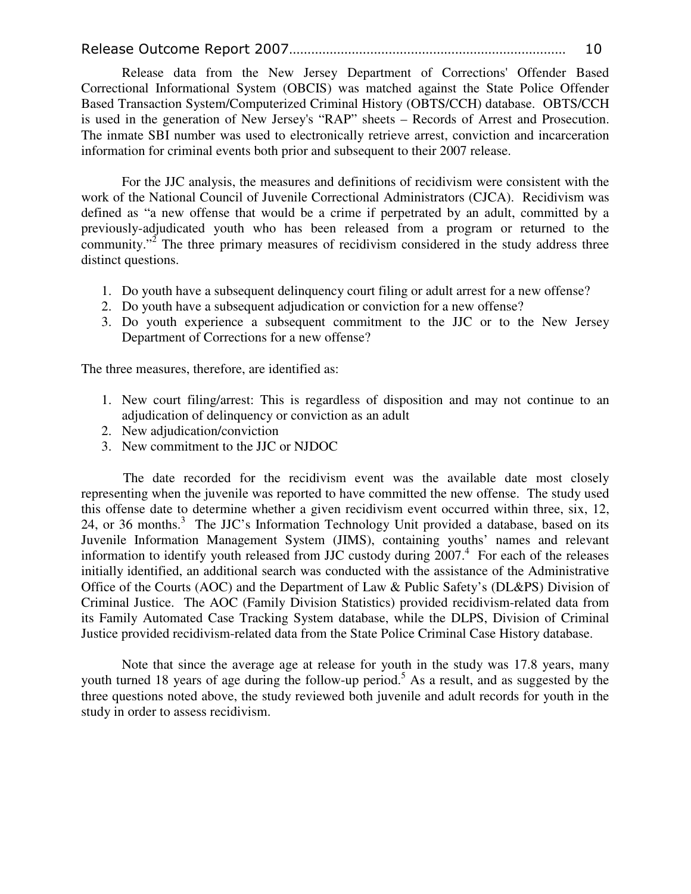Release data from the New Jersey Department of Corrections' Offender Based Correctional Informational System (OBCIS) was matched against the State Police Offender Based Transaction System/Computerized Criminal History (OBTS/CCH) database. OBTS/CCH is used in the generation of New Jersey's "RAP" sheets – Records of Arrest and Prosecution. The inmate SBI number was used to electronically retrieve arrest, conviction and incarceration information for criminal events both prior and subsequent to their 2007 release.

For the JJC analysis, the measures and definitions of recidivism were consistent with the work of the National Council of Juvenile Correctional Administrators (CJCA). Recidivism was defined as "a new offense that would be a crime if perpetrated by an adult, committed by a previously-adjudicated youth who has been released from a program or returned to the community."[2] The three primary measures of recidivism considered in the study address three distinct questions.

1. Do youth have a subsequent delinquency court filing or adult arrest for a new offense?
2. Do youth have a subsequent adjudication or conviction for a new offense?
3. Do youth experience a subsequent commitment to the JJC or to the New Jersey Department of Corrections for a new offense?

The three measures, therefore, are identified as:

1. New court filing/arrest: This is regardless of disposition and may not continue to an adjudication of delinquency or conviction as an adult
2. New adjudication/conviction
3. New commitment to the JJC or NJDOC

The date recorded for the recidivism event was the available date most closely representing when the juvenile was reported to have committed the new offense. The study used this offense date to determine whether a given recidivism event occurred within three, six, 12, 24, or 36 months.[3] The JJC's Information Technology Unit provided a database, based on its Juvenile Information Management System (JIMS), containing youths' names and relevant information to identify youth released from JJC custody during 2007.[4] For each of the releases initially identified, an additional search was conducted with the assistance of the Administrative Office of the Courts (AOC) and the Department of Law & Public Safety's (DL&PS) Division of Criminal Justice. The AOC (Family Division Statistics) provided recidivism-related data from its Family Automated Case Tracking System database, while the DLPS, Division of Criminal Justice provided recidivism-related data from the State Police Criminal Case History database.

Note that since the average age at release for youth in the study was 17.8 years, many youth turned 18 years of age during the follow-up period.[5] As a result, and as suggested by the three questions noted above, the study reviewed both juvenile and adult records for youth in the study in order to assess recidivism.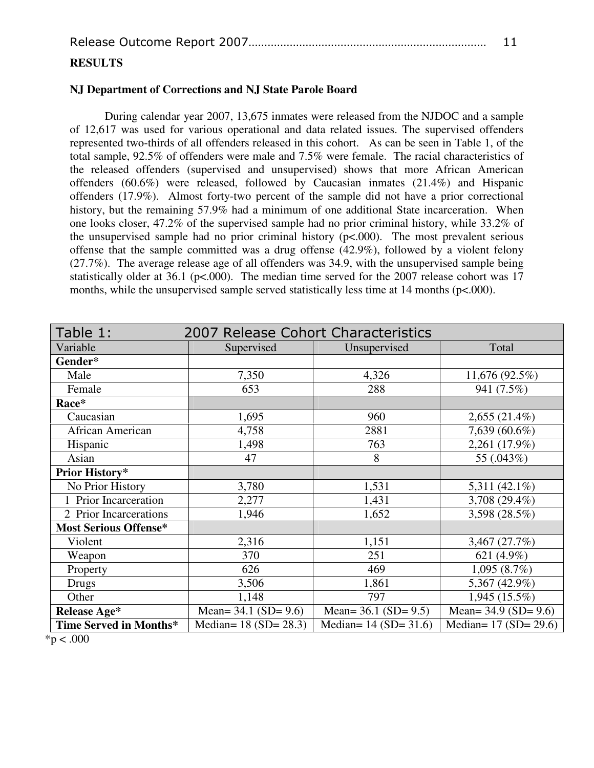## RESULTS

### NJ Department of Corrections and NJ State Parole Board

During calendar year 2007, 13,675 inmates were released from the NJDOC and a sample of 12,617 was used for various operational and data related issues. The supervised offenders represented two-thirds of all offenders released in this cohort. As can be seen in Table 1, of the total sample, 92.5% of offenders were male and 7.5% were female. The racial characteristics of the released offenders (supervised and unsupervised) shows that more African American offenders (60.6%) were released, followed by Caucasian inmates (21.4%) and Hispanic offenders (17.9%). Almost forty-two percent of the sample did not have a prior correctional history, but the remaining 57.9% had a minimum of one additional State incarceration. When one looks closer, 47.2% of the supervised sample had no prior criminal history, while 33.2% of the unsupervised sample had no prior criminal history ($p<.000$). The most prevalent serious offense that the sample committed was a drug offense (42.9%), followed by a violent felony (27.7%). The average release age of all offenders was 34.9, with the unsupervised sample being statistically older at 36.1 ($p<.000$). The median time served for the 2007 release cohort was 17 months, while the unsupervised sample served statistically less time at 14 months ($p<.000$).

| Table 1: 2007 Release Cohort Characteristics | | | |
|---|---|---|---|
| Variable | Supervised | Unsupervised | Total |
| **Gender*** | | | |
| Male | 7,350 | 4,326 | 11,676 (92.5%) |
| Female | 653 | 288 | 941 (7.5%) |
| **Race*** | | | |
| Caucasian | 1,695 | 960 | 2,655 (21.4%) |
| African American | 4,758 | 2881 | 7,639 (60.6%) |
| Hispanic | 1,498 | 763 | 2,261 (17.9%) |
| Asian | 47 | 8 | 55 (.043%) |
| **Prior History*** | | | |
| No Prior History | 3,780 | 1,531 | 5,311 (42.1%) |
| 1 Prior Incarceration | 2,277 | 1,431 | 3,708 (29.4%) |
| 2 Prior Incarcerations | 1,946 | 1,652 | 3,598 (28.5%) |
| **Most Serious Offense*** | | | |
| Violent | 2,316 | 1,151 | 3,467 (27.7%) |
| Weapon | 370 | 251 | 621 (4.9%) |
| Property | 626 | 469 | 1,095 (8.7%) |
| Drugs | 3,506 | 1,861 | 5,367 (42.9%) |
| Other | 1,148 | 797 | 1,945 (15.5%) |
| **Release Age*** | Mean= 34.1 (SD= 9.6) | Mean= 36.1 (SD= 9.5) | Mean= 34.9 (SD= 9.6) |
| **Time Served in Months*** | Median= 18 (SD= 28.3) | Median= 14 (SD= 31.6) | Median= 17 (SD= 29.6) |

*$p < .000$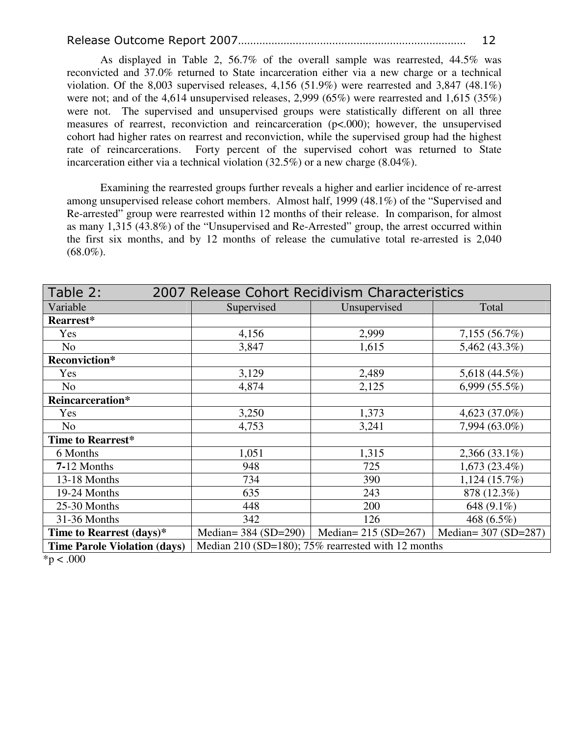As displayed in Table 2, 56.7% of the overall sample was rearrested, 44.5% was reconvicted and 37.0% returned to State incarceration either via a new charge or a technical violation. Of the 8,003 supervised releases, 4,156 (51.9%) were rearrested and 3,847 (48.1%) were not; and of the 4,614 unsupervised releases, 2,999 (65%) were rearrested and 1,615 (35%) were not. The supervised and unsupervised groups were statistically different on all three measures of rearrest, reconviction and reincarceration ($p<.000$); however, the unsupervised cohort had higher rates on rearrest and reconviction, while the supervised group had the highest rate of reincarcerations. Forty percent of the supervised cohort was returned to State incarceration either via a technical violation (32.5%) or a new charge (8.04%).

Examining the rearrested groups further reveals a higher and earlier incidence of re-arrest among unsupervised release cohort members. Almost half, 1999 (48.1%) of the "Supervised and Re-arrested" group were rearrested within 12 months of their release. In comparison, for almost as many 1,315 (43.8%) of the "Unsupervised and Re-Arrested" group, the arrest occurred within the first six months, and by 12 months of release the cumulative total re-arrested is 2,040 (68.0%).

**Table 2: 2007 Release Cohort Recidivism Characteristics**

| Variable | Supervised | Unsupervised | Total |
|---|---|---|---|
| **Rearrest*** | | | |
| Yes | 4,156 | 2,999 | 7,155 (56.7%) |
| No | 3,847 | 1,615 | 5,462 (43.3%) |
| **Reconviction*** | | | |
| Yes | 3,129 | 2,489 | 5,618 (44.5%) |
| No | 4,874 | 2,125 | 6,999 (55.5%) |
| **Reincarceration*** | | | |
| Yes | 3,250 | 1,373 | 4,623 (37.0%) |
| No | 4,753 | 3,241 | 7,994 (63.0%) |
| **Time to Rearrest*** | | | |
| 6 Months | 1,051 | 1,315 | 2,366 (33.1%) |
| **7-**12 Months | 948 | 725 | 1,673 (23.4%) |
| 13-18 Months | 734 | 390 | 1,124 (15.7%) |
| 19-24 Months | 635 | 243 | 878 (12.3%) |
| 25-30 Months | 448 | 200 | 648 (9.1%) |
| 31-36 Months | 342 | 126 | 468 (6.5%) |
| **Time to Rearrest (days)*** | Median= 384 (SD=290) | Median= 215 (SD=267) | Median= 307 (SD=287) |
| **Time Parole Violation (days)** | Median 210 (SD=180); 75% rearrested with 12 months | | |

*$p < .000$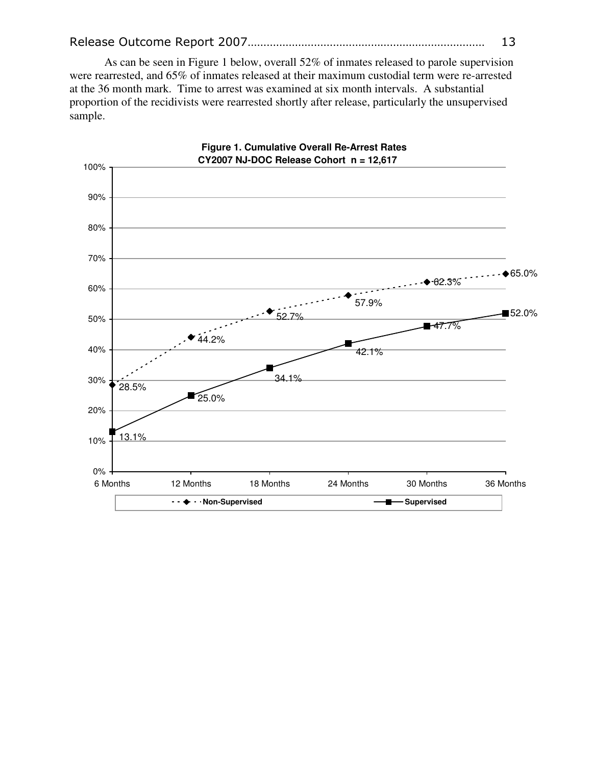As can be seen in Figure 1 below, overall 52% of inmates released to parole supervision were rearrested, and 65% of inmates released at their maximum custodial term were re-arrested at the 36 month mark. Time to arrest was examined at six month intervals. A substantial proportion of the recidivists were rearrested shortly after release, particularly the unsupervised sample.

**Figure 1. Cumulative Overall Re-Arrest Rates**
**CY2007 NJ-DOC Release Cohort n = 12,617**

| | 6 Months | 12 Months | 18 Months | 24 Months | 30 Months | 36 Months |
|---|---|---|---|---|---|---|
| Non-Supervised | 28.5% | 44.2% | 52.7% | 57.9% | 62.3% | 65.0% |
| Supervised | 13.1% | 25.0% | 34.1% | 42.1% | 47.7% | 52.0% |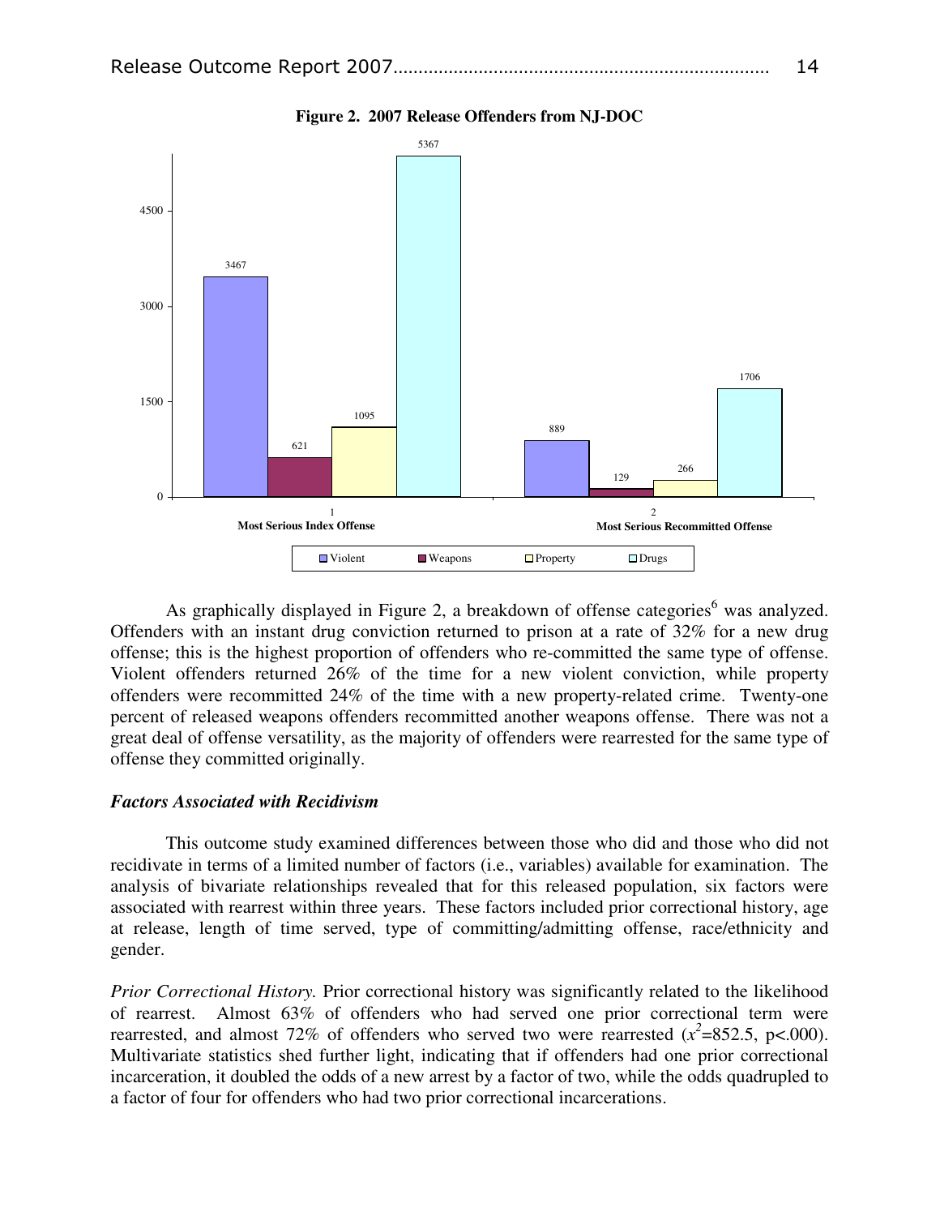**Figure 2. 2007 Release Offenders from NJ-DOC**

| | Violent | Weapons | Property | Drugs |
|---|---|---|---|---|
| 1 Most Serious Index Offense | 3467 | 621 | 1095 | 5367 |
| 2 Most Serious Recommitted Offense | 889 | 129 | 266 | 1706 |

As graphically displayed in Figure 2, a breakdown of offense categories[6] was analyzed. Offenders with an instant drug conviction returned to prison at a rate of 32% for a new drug offense; this is the highest proportion of offenders who re-committed the same type of offense. Violent offenders returned 26% of the time for a new violent conviction, while property offenders were recommitted 24% of the time with a new property-related crime. Twenty-one percent of released weapons offenders recommitted another weapons offense. There was not a great deal of offense versatility, as the majority of offenders were rearrested for the same type of offense they committed originally.

### *Factors Associated with Recidivism*

This outcome study examined differences between those who did and those who did not recidivate in terms of a limited number of factors (i.e., variables) available for examination. The analysis of bivariate relationships revealed that for this released population, six factors were associated with rearrest within three years. These factors included prior correctional history, age at release, length of time served, type of committing/admitting offense, race/ethnicity and gender.

*Prior Correctional History.* Prior correctional history was significantly related to the likelihood of rearrest. Almost 63% of offenders who had served one prior correctional term were rearrested, and almost 72% of offenders who served two were rearrested ($x^2$=852.5, p<.000). Multivariate statistics shed further light, indicating that if offenders had one prior correctional incarceration, it doubled the odds of a new arrest by a factor of two, while the odds quadrupled to a factor of four for offenders who had two prior correctional incarcerations.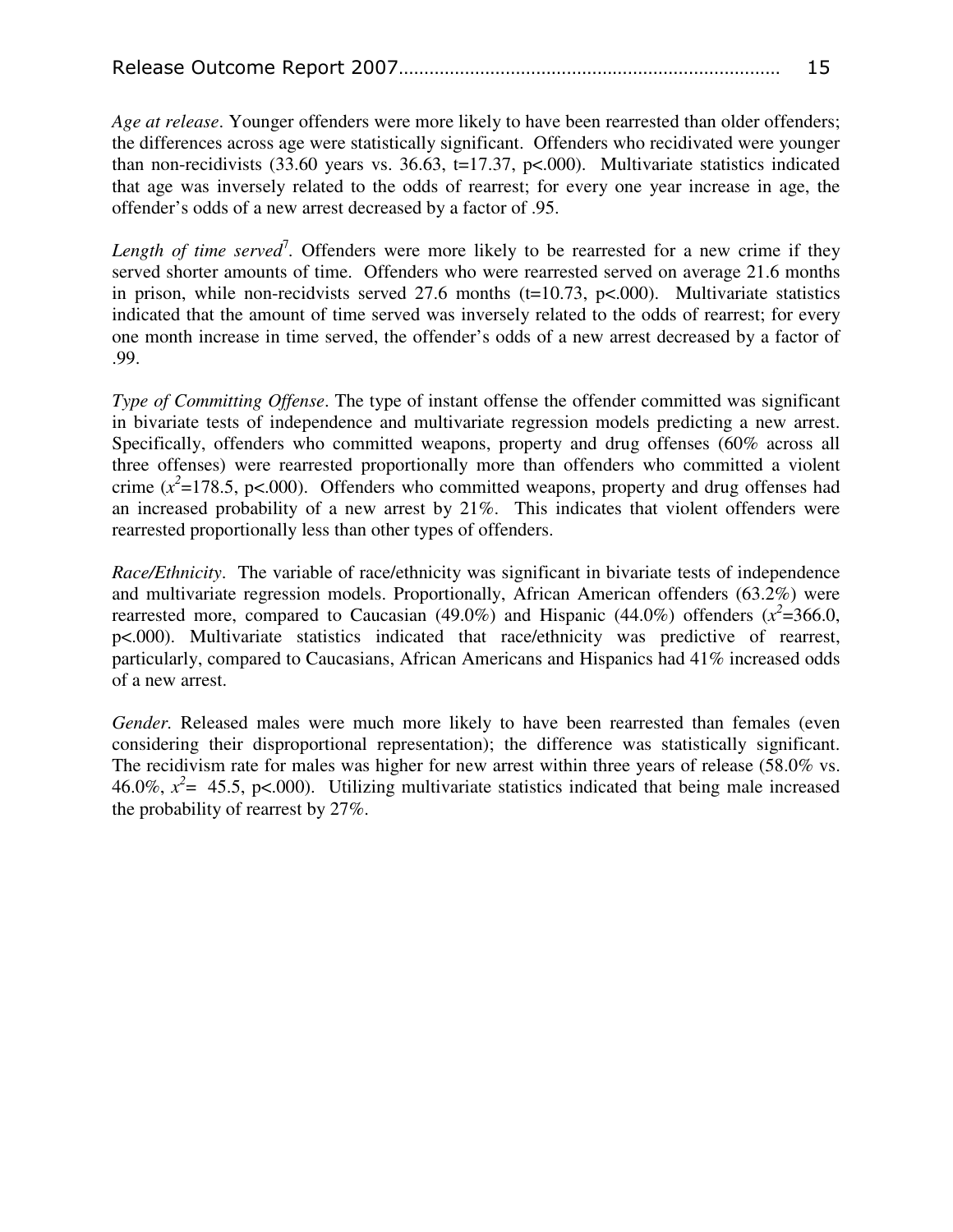*Age at release*. Younger offenders were more likely to have been rearrested than older offenders; the differences across age were statistically significant. Offenders who recidivated were younger than non-recidivists (33.60 years vs. 36.63, t=17.37, p<.000). Multivariate statistics indicated that age was inversely related to the odds of rearrest; for every one year increase in age, the offender's odds of a new arrest decreased by a factor of .95.

*Length of time served*[7]. Offenders were more likely to be rearrested for a new crime if they served shorter amounts of time. Offenders who were rearrested served on average 21.6 months in prison, while non-recidvists served 27.6 months (t=10.73, p<.000). Multivariate statistics indicated that the amount of time served was inversely related to the odds of rearrest; for every one month increase in time served, the offender's odds of a new arrest decreased by a factor of .99.

*Type of Committing Offense*. The type of instant offense the offender committed was significant in bivariate tests of independence and multivariate regression models predicting a new arrest. Specifically, offenders who committed weapons, property and drug offenses (60% across all three offenses) were rearrested proportionally more than offenders who committed a violent crime ($x^2$=178.5, p<.000). Offenders who committed weapons, property and drug offenses had an increased probability of a new arrest by 21%. This indicates that violent offenders were rearrested proportionally less than other types of offenders.

*Race/Ethnicity*. The variable of race/ethnicity was significant in bivariate tests of independence and multivariate regression models. Proportionally, African American offenders (63.2%) were rearrested more, compared to Caucasian (49.0%) and Hispanic (44.0%) offenders ($x^2$=366.0, p<.000). Multivariate statistics indicated that race/ethnicity was predictive of rearrest, particularly, compared to Caucasians, African Americans and Hispanics had 41% increased odds of a new arrest.

*Gender*. Released males were much more likely to have been rearrested than females (even considering their disproportional representation); the difference was statistically significant. The recidivism rate for males was higher for new arrest within three years of release (58.0% vs. 46.0%, $x^2$= 45.5, p<.000). Utilizing multivariate statistics indicated that being male increased the probability of rearrest by 27%.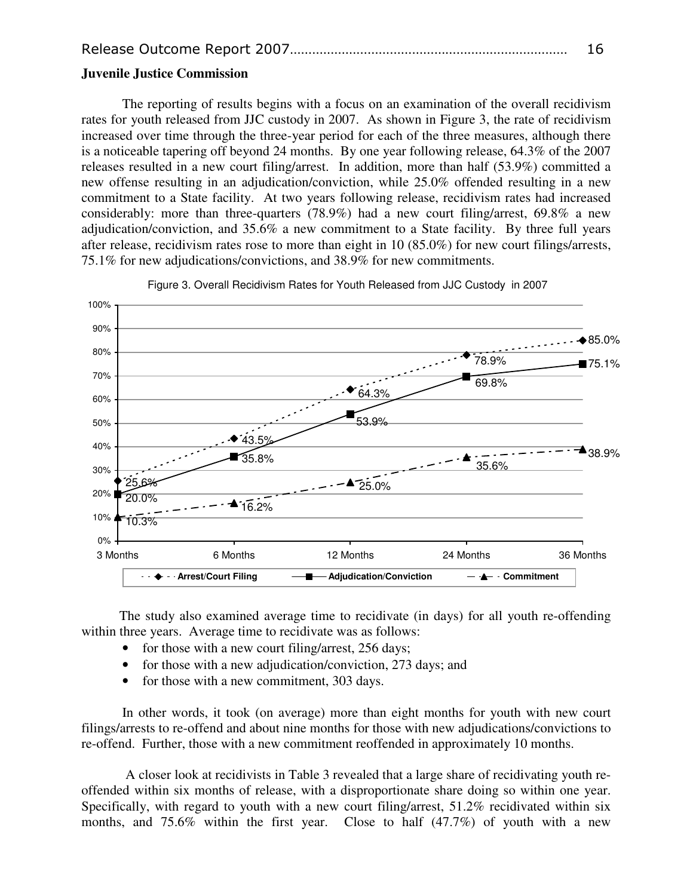The reporting of results begins with a focus on an examination of the overall recidivism rates for youth released from JJC custody in 2007. As shown in Figure 3, the rate of recidivism increased over time through the three-year period for each of the three measures, although there is a noticeable tapering off beyond 24 months. By one year following release, 64.3% of the 2007 releases resulted in a new court filing/arrest. In addition, more than half (53.9%) committed a new offense resulting in an adjudication/conviction, while 25.0% offended resulting in a new commitment to a State facility. At two years following release, recidivism rates had increased considerably: more than three-quarters (78.9%) had a new court filing/arrest, 69.8% a new adjudication/conviction, and 35.6% a new commitment to a State facility. By three full years after release, recidivism rates rose to more than eight in 10 (85.0%) for new court filings/arrests, 75.1% for new adjudications/convictions, and 38.9% for new commitments.

Figure 3. Overall Recidivism Rates for Youth Released from JJC Custody in 2007

| | 3 Months | 6 Months | 12 Months | 24 Months | 36 Months |
|---|---|---|---|---|---|
| Arrest/Court Filing | 25.6% | 43.5% | 64.3% | 78.9% | 85.0% |
| Adjudication/Conviction | 20.0% | 35.8% | 53.9% | 69.8% | 75.1% |
| Commitment | 10.3% | 16.2% | 25.0% | 35.6% | 38.9% |

The study also examined average time to recidivate (in days) for all youth re-offending within three years. Average time to recidivate was as follows:

- for those with a new court filing/arrest, 256 days;
- for those with a new adjudication/conviction, 273 days; and
- for those with a new commitment, 303 days.

In other words, it took (on average) more than eight months for youth with new court filings/arrests to re-offend and about nine months for those with new adjudications/convictions to re-offend. Further, those with a new commitment reoffended in approximately 10 months.

A closer look at recidivists in Table 3 revealed that a large share of recidivating youth re-offended within six months of release, with a disproportionate share doing so within one year. Specifically, with regard to youth with a new court filing/arrest, 51.2% recidivated within six months, and 75.6% within the first year. Close to half (47.7%) of youth with a new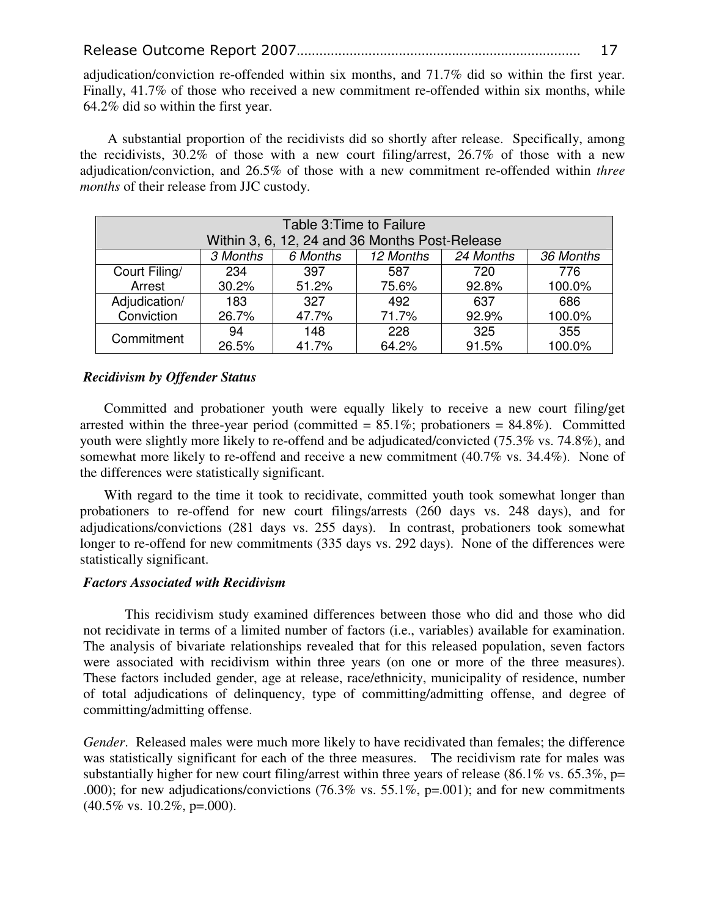adjudication/conviction re-offended within six months, and 71.7% did so within the first year. Finally, 41.7% of those who received a new commitment re-offended within six months, while 64.2% did so within the first year.

A substantial proportion of the recidivists did so shortly after release. Specifically, among the recidivists, 30.2% of those with a new court filing/arrest, 26.7% of those with a new adjudication/conviction, and 26.5% of those with a new commitment re-offended within *three months* of their release from JJC custody.

| Table 3:Time to Failure Within 3, 6, 12, 24 and 36 Months Post-Release | | | | | |
|---|---|---|---|---|---|
| | *3 Months* | *6 Months* | *12 Months* | *24 Months* | *36 Months* |
| Court Filing/ Arrest | 234 30.2% | 397 51.2% | 587 75.6% | 720 92.8% | 776 100.0% |
| Adjudication/ Conviction | 183 26.7% | 327 47.7% | 492 71.7% | 637 92.9% | 686 100.0% |
| Commitment | 94 26.5% | 148 41.7% | 228 64.2% | 325 91.5% | 355 100.0% |

### *Recidivism by Offender Status*

Committed and probationer youth were equally likely to receive a new court filing/get arrested within the three-year period (committed = 85.1%; probationers = 84.8%). Committed youth were slightly more likely to re-offend and be adjudicated/convicted (75.3% vs. 74.8%), and somewhat more likely to re-offend and receive a new commitment (40.7% vs. 34.4%). None of the differences were statistically significant.

With regard to the time it took to recidivate, committed youth took somewhat longer than probationers to re-offend for new court filings/arrests (260 days vs. 248 days), and for adjudications/convictions (281 days vs. 255 days). In contrast, probationers took somewhat longer to re-offend for new commitments (335 days vs. 292 days). None of the differences were statistically significant.

### *Factors Associated with Recidivism*

This recidivism study examined differences between those who did and those who did not recidivate in terms of a limited number of factors (i.e., variables) available for examination. The analysis of bivariate relationships revealed that for this released population, seven factors were associated with recidivism within three years (on one or more of the three measures). These factors included gender, age at release, race/ethnicity, municipality of residence, number of total adjudications of delinquency, type of committing/admitting offense, and degree of committing/admitting offense.

*Gender*. Released males were much more likely to have recidivated than females; the difference was statistically significant for each of the three measures. The recidivism rate for males was substantially higher for new court filing/arrest within three years of release (86.1% vs. 65.3%, $p = .000$); for new adjudications/convictions (76.3% vs. 55.1%, $p=.001$); and for new commitments (40.5% vs. 10.2%, $p=.000$).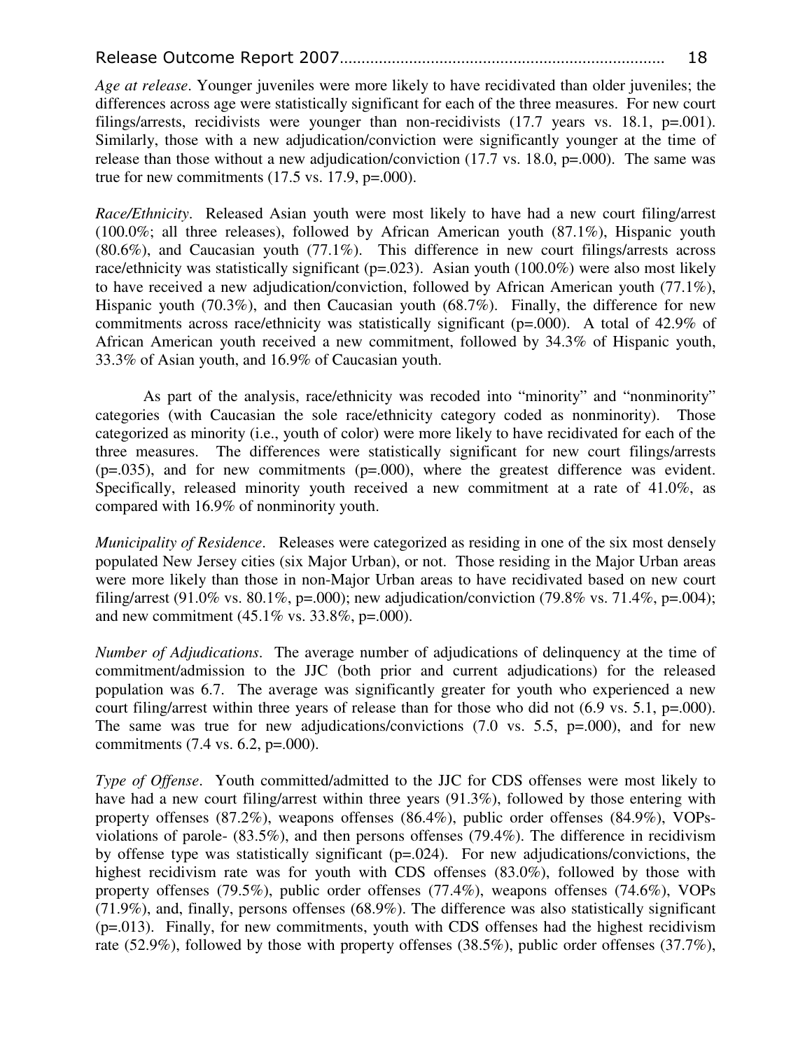*Age at release*. Younger juveniles were more likely to have recidivated than older juveniles; the differences across age were statistically significant for each of the three measures. For new court filings/arrests, recidivists were younger than non-recidivists (17.7 years vs. 18.1, p=.001). Similarly, those with a new adjudication/conviction were significantly younger at the time of release than those without a new adjudication/conviction (17.7 vs. 18.0, p=.000). The same was true for new commitments (17.5 vs. 17.9, p=.000).

*Race/Ethnicity*. Released Asian youth were most likely to have had a new court filing/arrest (100.0%; all three releases), followed by African American youth (87.1%), Hispanic youth (80.6%), and Caucasian youth (77.1%). This difference in new court filings/arrests across race/ethnicity was statistically significant (p=.023). Asian youth (100.0%) were also most likely to have received a new adjudication/conviction, followed by African American youth (77.1%), Hispanic youth (70.3%), and then Caucasian youth (68.7%). Finally, the difference for new commitments across race/ethnicity was statistically significant (p=.000). A total of 42.9% of African American youth received a new commitment, followed by 34.3% of Hispanic youth, 33.3% of Asian youth, and 16.9% of Caucasian youth.

As part of the analysis, race/ethnicity was recoded into "minority" and "nonminority" categories (with Caucasian the sole race/ethnicity category coded as nonminority). Those categorized as minority (i.e., youth of color) were more likely to have recidivated for each of the three measures. The differences were statistically significant for new court filings/arrests (p=.035), and for new commitments (p=.000), where the greatest difference was evident. Specifically, released minority youth received a new commitment at a rate of 41.0%, as compared with 16.9% of nonminority youth.

*Municipality of Residence*. Releases were categorized as residing in one of the six most densely populated New Jersey cities (six Major Urban), or not. Those residing in the Major Urban areas were more likely than those in non-Major Urban areas to have recidivated based on new court filing/arrest (91.0% vs. 80.1%, p=.000); new adjudication/conviction (79.8% vs. 71.4%, p=.004); and new commitment (45.1% vs. 33.8%, p=.000).

*Number of Adjudications*. The average number of adjudications of delinquency at the time of commitment/admission to the JJC (both prior and current adjudications) for the released population was 6.7. The average was significantly greater for youth who experienced a new court filing/arrest within three years of release than for those who did not (6.9 vs. 5.1, p=.000). The same was true for new adjudications/convictions (7.0 vs. 5.5, p=.000), and for new commitments (7.4 vs. 6.2, p=.000).

*Type of Offense*. Youth committed/admitted to the JJC for CDS offenses were most likely to have had a new court filing/arrest within three years (91.3%), followed by those entering with property offenses (87.2%), weapons offenses (86.4%), public order offenses (84.9%), VOPs-violations of parole- (83.5%), and then persons offenses (79.4%). The difference in recidivism by offense type was statistically significant (p=.024). For new adjudications/convictions, the highest recidivism rate was for youth with CDS offenses (83.0%), followed by those with property offenses (79.5%), public order offenses (77.4%), weapons offenses (74.6%), VOPs (71.9%), and, finally, persons offenses (68.9%). The difference was also statistically significant (p=.013). Finally, for new commitments, youth with CDS offenses had the highest recidivism rate (52.9%), followed by those with property offenses (38.5%), public order offenses (37.7%),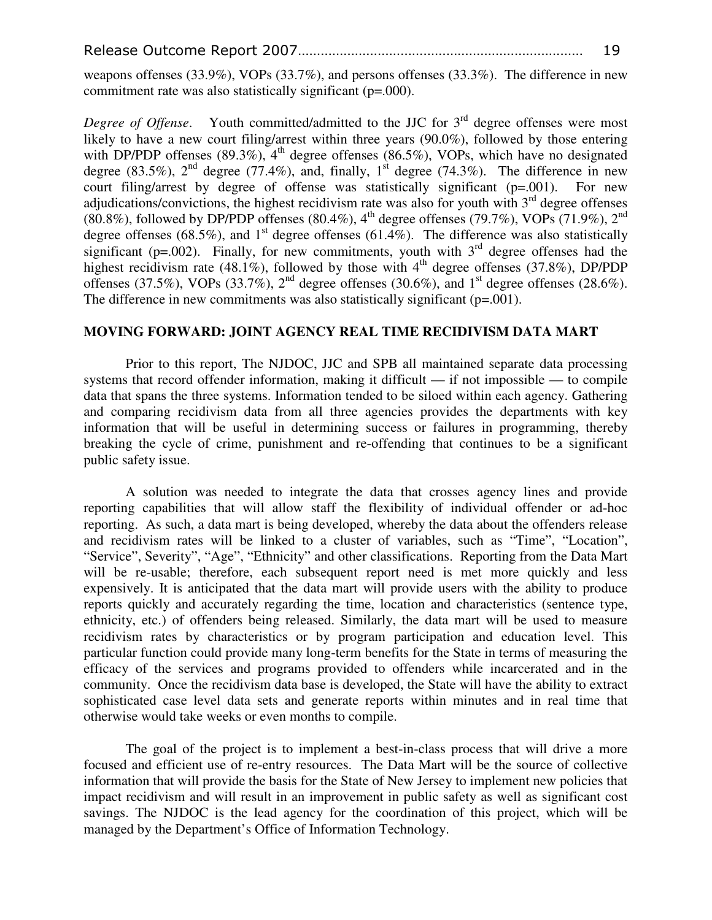weapons offenses (33.9%), VOPs (33.7%), and persons offenses (33.3%). The difference in new commitment rate was also statistically significant (p=.000).

*Degree of Offense*. Youth committed/admitted to the JJC for 3rd degree offenses were most likely to have a new court filing/arrest within three years (90.0%), followed by those entering with DP/PDP offenses (89.3%), 4th degree offenses (86.5%), VOPs, which have no designated degree (83.5%), 2nd degree (77.4%), and, finally, 1st degree (74.3%). The difference in new court filing/arrest by degree of offense was statistically significant (p=.001). For new adjudications/convictions, the highest recidivism rate was also for youth with 3rd degree offenses (80.8%), followed by DP/PDP offenses (80.4%), 4th degree offenses (79.7%), VOPs (71.9%), 2nd degree offenses (68.5%), and 1st degree offenses (61.4%). The difference was also statistically significant (p=.002). Finally, for new commitments, youth with 3rd degree offenses had the highest recidivism rate (48.1%), followed by those with 4th degree offenses (37.8%), DP/PDP offenses (37.5%), VOPs (33.7%), 2nd degree offenses (30.6%), and 1st degree offenses (28.6%). The difference in new commitments was also statistically significant (p=.001).

## MOVING FORWARD: JOINT AGENCY REAL TIME RECIDIVISM DATA MART

Prior to this report, The NJDOC, JJC and SPB all maintained separate data processing systems that record offender information, making it difficult — if not impossible — to compile data that spans the three systems. Information tended to be siloed within each agency. Gathering and comparing recidivism data from all three agencies provides the departments with key information that will be useful in determining success or failures in programming, thereby breaking the cycle of crime, punishment and re-offending that continues to be a significant public safety issue.

A solution was needed to integrate the data that crosses agency lines and provide reporting capabilities that will allow staff the flexibility of individual offender or ad-hoc reporting. As such, a data mart is being developed, whereby the data about the offenders release and recidivism rates will be linked to a cluster of variables, such as "Time", "Location", "Service", Severity", "Age", "Ethnicity" and other classifications. Reporting from the Data Mart will be re-usable; therefore, each subsequent report need is met more quickly and less expensively. It is anticipated that the data mart will provide users with the ability to produce reports quickly and accurately regarding the time, location and characteristics (sentence type, ethnicity, etc.) of offenders being released. Similarly, the data mart will be used to measure recidivism rates by characteristics or by program participation and education level. This particular function could provide many long-term benefits for the State in terms of measuring the efficacy of the services and programs provided to offenders while incarcerated and in the community. Once the recidivism data base is developed, the State will have the ability to extract sophisticated case level data sets and generate reports within minutes and in real time that otherwise would take weeks or even months to compile.

The goal of the project is to implement a best-in-class process that will drive a more focused and efficient use of re-entry resources. The Data Mart will be the source of collective information that will provide the basis for the State of New Jersey to implement new policies that impact recidivism and will result in an improvement in public safety as well as significant cost savings. The NJDOC is the lead agency for the coordination of this project, which will be managed by the Department's Office of Information Technology.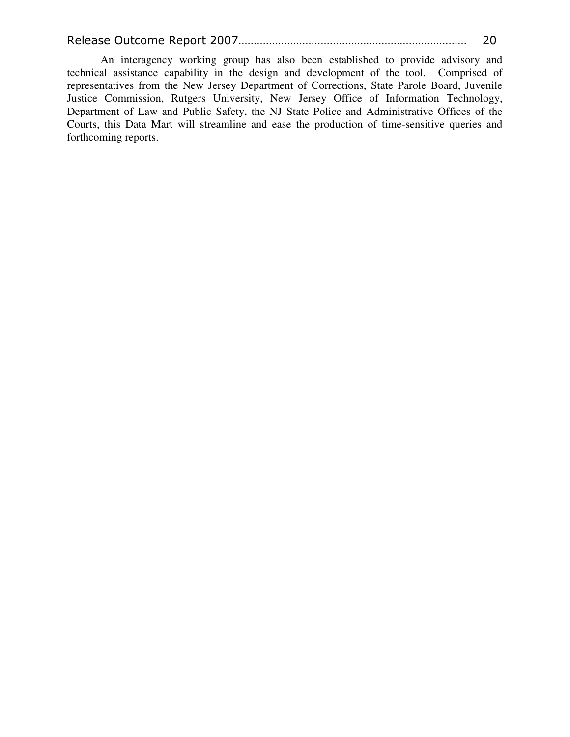An interagency working group has also been established to provide advisory and technical assistance capability in the design and development of the tool. Comprised of representatives from the New Jersey Department of Corrections, State Parole Board, Juvenile Justice Commission, Rutgers University, New Jersey Office of Information Technology, Department of Law and Public Safety, the NJ State Police and Administrative Offices of the Courts, this Data Mart will streamline and ease the production of time-sensitive queries and forthcoming reports.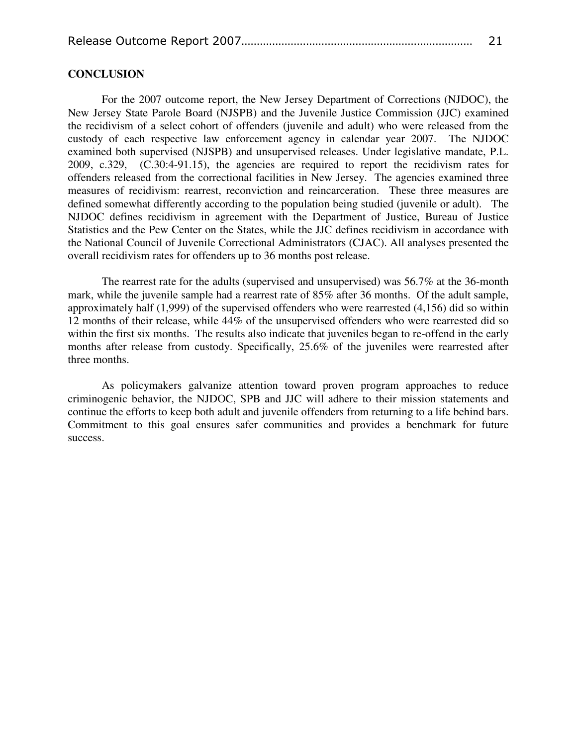## CONCLUSION

For the 2007 outcome report, the New Jersey Department of Corrections (NJDOC), the New Jersey State Parole Board (NJSPB) and the Juvenile Justice Commission (JJC) examined the recidivism of a select cohort of offenders (juvenile and adult) who were released from the custody of each respective law enforcement agency in calendar year 2007. The NJDOC examined both supervised (NJSPB) and unsupervised releases. Under legislative mandate, P.L. 2009, c.329, (C.30:4-91.15), the agencies are required to report the recidivism rates for offenders released from the correctional facilities in New Jersey. The agencies examined three measures of recidivism: rearrest, reconviction and reincarceration. These three measures are defined somewhat differently according to the population being studied (juvenile or adult). The NJDOC defines recidivism in agreement with the Department of Justice, Bureau of Justice Statistics and the Pew Center on the States, while the JJC defines recidivism in accordance with the National Council of Juvenile Correctional Administrators (CJAC). All analyses presented the overall recidivism rates for offenders up to 36 months post release.

The rearrest rate for the adults (supervised and unsupervised) was 56.7% at the 36-month mark, while the juvenile sample had a rearrest rate of 85% after 36 months. Of the adult sample, approximately half (1,999) of the supervised offenders who were rearrested (4,156) did so within 12 months of their release, while 44% of the unsupervised offenders who were rearrested did so within the first six months. The results also indicate that juveniles began to re-offend in the early months after release from custody. Specifically, 25.6% of the juveniles were rearrested after three months.

As policymakers galvanize attention toward proven program approaches to reduce criminogenic behavior, the NJDOC, SPB and JJC will adhere to their mission statements and continue the efforts to keep both adult and juvenile offenders from returning to a life behind bars. Commitment to this goal ensures safer communities and provides a benchmark for future success.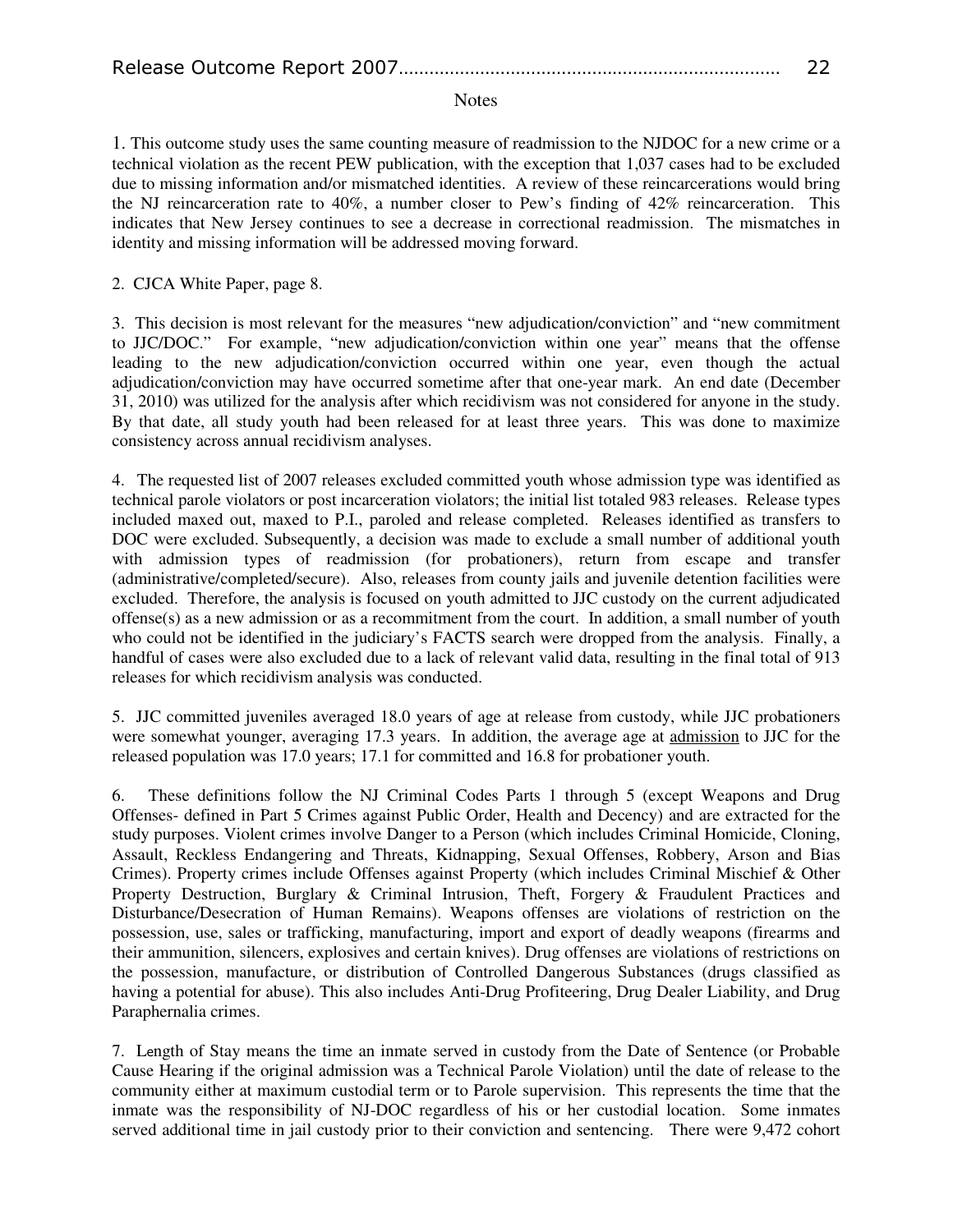## Notes

1. This outcome study uses the same counting measure of readmission to the NJDOC for a new crime or a technical violation as the recent PEW publication, with the exception that 1,037 cases had to be excluded due to missing information and/or mismatched identities. A review of these reincarcerations would bring the NJ reincarceration rate to 40%, a number closer to Pew's finding of 42% reincarceration. This indicates that New Jersey continues to see a decrease in correctional readmission. The mismatches in identity and missing information will be addressed moving forward.

2. CJCA White Paper, page 8.

3. This decision is most relevant for the measures "new adjudication/conviction" and "new commitment to JJC/DOC." For example, "new adjudication/conviction within one year" means that the offense leading to the new adjudication/conviction occurred within one year, even though the actual adjudication/conviction may have occurred sometime after that one-year mark. An end date (December 31, 2010) was utilized for the analysis after which recidivism was not considered for anyone in the study. By that date, all study youth had been released for at least three years. This was done to maximize consistency across annual recidivism analyses.

4. The requested list of 2007 releases excluded committed youth whose admission type was identified as technical parole violators or post incarceration violators; the initial list totaled 983 releases. Release types included maxed out, maxed to P.I., paroled and release completed. Releases identified as transfers to DOC were excluded. Subsequently, a decision was made to exclude a small number of additional youth with admission types of readmission (for probationers), return from escape and transfer (administrative/completed/secure). Also, releases from county jails and juvenile detention facilities were excluded. Therefore, the analysis is focused on youth admitted to JJC custody on the current adjudicated offense(s) as a new admission or as a recommitment from the court. In addition, a small number of youth who could not be identified in the judiciary's FACTS search were dropped from the analysis. Finally, a handful of cases were also excluded due to a lack of relevant valid data, resulting in the final total of 913 releases for which recidivism analysis was conducted.

5. JJC committed juveniles averaged 18.0 years of age at release from custody, while JJC probationers were somewhat younger, averaging 17.3 years. In addition, the average age at admission to JJC for the released population was 17.0 years; 17.1 for committed and 16.8 for probationer youth.

6. These definitions follow the NJ Criminal Codes Parts 1 through 5 (except Weapons and Drug Offenses- defined in Part 5 Crimes against Public Order, Health and Decency) and are extracted for the study purposes. Violent crimes involve Danger to a Person (which includes Criminal Homicide, Cloning, Assault, Reckless Endangering and Threats, Kidnapping, Sexual Offenses, Robbery, Arson and Bias Crimes). Property crimes include Offenses against Property (which includes Criminal Mischief & Other Property Destruction, Burglary & Criminal Intrusion, Theft, Forgery & Fraudulent Practices and Disturbance/Desecration of Human Remains). Weapons offenses are violations of restriction on the possession, use, sales or trafficking, manufacturing, import and export of deadly weapons (firearms and their ammunition, silencers, explosives and certain knives). Drug offenses are violations of restrictions on the possession, manufacture, or distribution of Controlled Dangerous Substances (drugs classified as having a potential for abuse). This also includes Anti-Drug Profiteering, Drug Dealer Liability, and Drug Paraphernalia crimes.

7. Length of Stay means the time an inmate served in custody from the Date of Sentence (or Probable Cause Hearing if the original admission was a Technical Parole Violation) until the date of release to the community either at maximum custodial term or to Parole supervision. This represents the time that the inmate was the responsibility of NJ-DOC regardless of his or her custodial location. Some inmates served additional time in jail custody prior to their conviction and sentencing. There were 9,472 cohort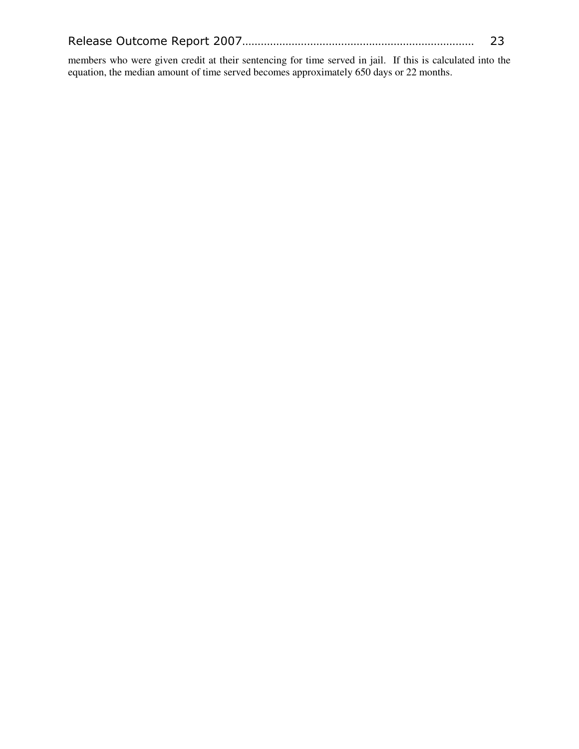members who were given credit at their sentencing for time served in jail. If this is calculated into the equation, the median amount of time served becomes approximately 650 days or 22 months.